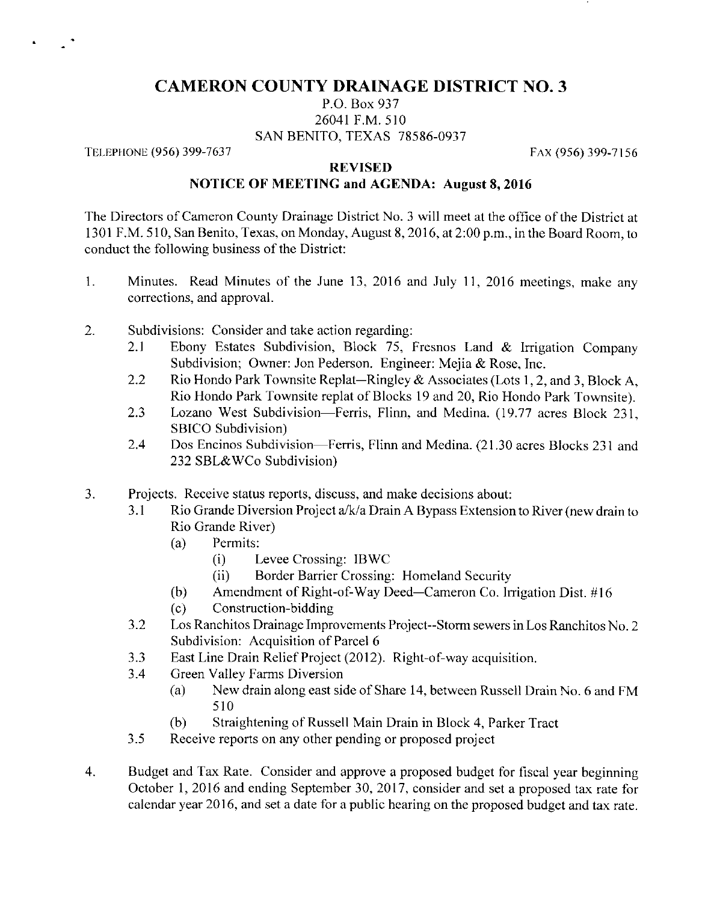# CAMERON COUNTY DRAINAGE DISTRICT NO. 3

P.O. Box 937
26041 F.M. 510
SAN BENITO, TEXAS 78586-0937

TELEPHONE (956) 399-7637 FAX (956) 399-7156

**REVISED**

**NOTICE OF MEETING and AGENDA: August 8, 2016**

The Directors of Cameron County Drainage District No. 3 will meet at the office of the District at 1301 F.M. 510, San Benito, Texas, on Monday, August 8, 2016, at 2:00 p.m., in the Board Room, to conduct the following business of the District:

1. Minutes. Read Minutes of the June 13, 2016 and July 11, 2016 meetings, make any corrections, and approval.

2. Subdivisions: Consider and take action regarding:
   - 2.1 Ebony Estates Subdivision, Block 75, Fresnos Land & Irrigation Company Subdivision; Owner: Jon Pederson. Engineer: Mejia & Rose, Inc.
   - 2.2 Rio Hondo Park Townsite Replat—Ringley & Associates (Lots 1, 2, and 3, Block A, Rio Hondo Park Townsite replat of Blocks 19 and 20, Rio Hondo Park Townsite).
   - 2.3 Lozano West Subdivision—Ferris, Flinn, and Medina. (19.77 acres Block 231, SBICO Subdivision)
   - 2.4 Dos Encinos Subdivision—Ferris, Flinn and Medina. (21.30 acres Blocks 231 and 232 SBL&WCo Subdivision)

3. Projects. Receive status reports, discuss, and make decisions about:
   - 3.1 Rio Grande Diversion Project a/k/a Drain A Bypass Extension to River (new drain to Rio Grande River)
     - (a) Permits:
       - (i) Levee Crossing: IBWC
       - (ii) Border Barrier Crossing: Homeland Security
     - (b) Amendment of Right-of-Way Deed—Cameron Co. Irrigation Dist. #16
     - (c) Construction-bidding
   - 3.2 Los Ranchitos Drainage Improvements Project--Storm sewers in Los Ranchitos No. 2 Subdivision: Acquisition of Parcel 6
   - 3.3 East Line Drain Relief Project (2012). Right-of-way acquisition.
   - 3.4 Green Valley Farms Diversion
     - (a) New drain along east side of Share 14, between Russell Drain No. 6 and FM 510
     - (b) Straightening of Russell Main Drain in Block 4, Parker Tract
   - 3.5 Receive reports on any other pending or proposed project

4. Budget and Tax Rate. Consider and approve a proposed budget for fiscal year beginning October 1, 2016 and ending September 30, 2017, consider and set a proposed tax rate for calendar year 2016, and set a date for a public hearing on the proposed budget and tax rate.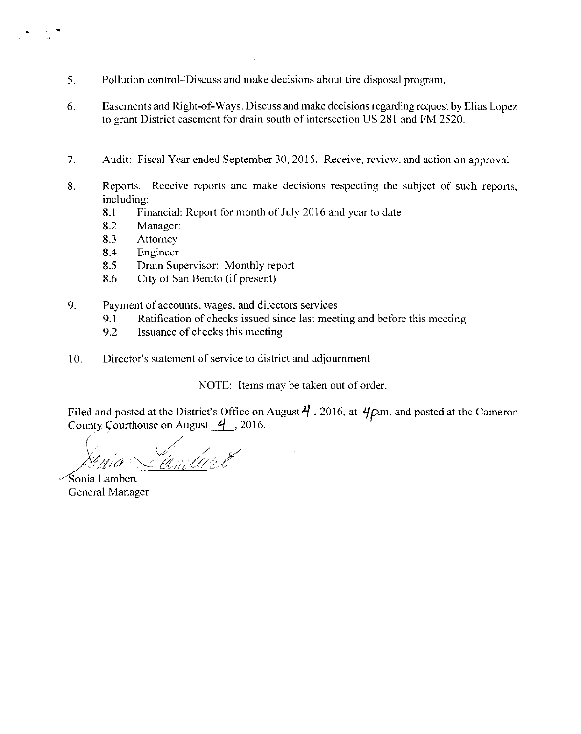5. Pollution control–Discuss and make decisions about tire disposal program.

6. Easements and Right-of-Ways. Discuss and make decisions regarding request by Elias Lopez to grant District easement for drain south of intersection US 281 and FM 2520.

7. Audit: Fiscal Year ended September 30, 2015. Receive, review, and action on approval

8. Reports. Receive reports and make decisions respecting the subject of such reports, including:
   - 8.1 Financial: Report for month of July 2016 and year to date
   - 8.2 Manager:
   - 8.3 Attorney:
   - 8.4 Engineer
   - 8.5 Drain Supervisor: Monthly report
   - 8.6 City of San Benito (if present)

9. Payment of accounts, wages, and directors services
   - 9.1 Ratification of checks issued since last meeting and before this meeting
   - 9.2 Issuance of checks this meeting

10. Director's statement of service to district and adjournment

NOTE: Items may be taken out of order.

Filed and posted at the District's Office on August 4, 2016, at 4p.m, and posted at the Cameron County Courthouse on August 4, 2016.

Sonia Lambert

Sonia Lambert
General Manager